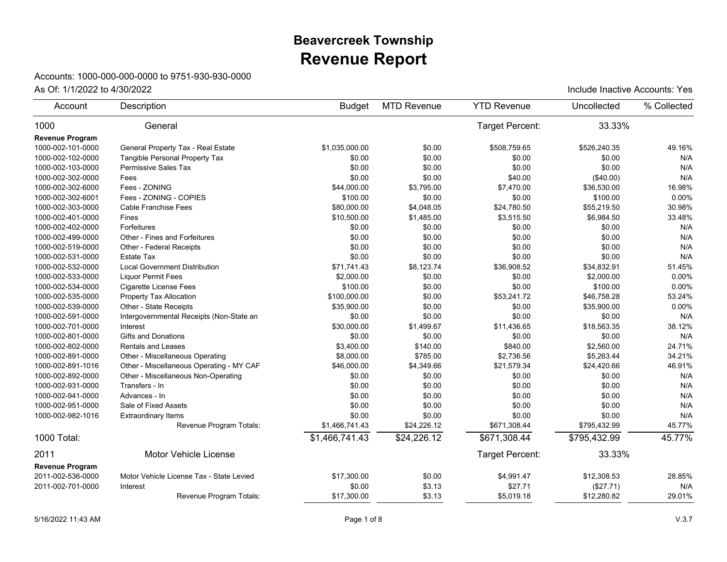# Beavercreek Township
# Revenue Report

Accounts: 1000-000-000-0000 to 9751-930-930-0000

As Of: 1/1/2022 to 4/30/2022

Include Inactive Accounts: Yes

| Account | Description | Budget | MTD Revenue | YTD Revenue | Uncollected | % Collected |
|---|---|---|---|---|---|---|
| 1000 | General | | | Target Percent: | 33.33% | |
| **Revenue Program** | | | | | | |
| 1000-002-101-0000 | General Property Tax - Real Estate | $1,035,000.00 | $0.00 | $508,759.65 | $526,240.35 | 49.16% |
| 1000-002-102-0000 | Tangible Personal Property Tax | $0.00 | $0.00 | $0.00 | $0.00 | N/A |
| 1000-002-103-0000 | Permissive Sales Tax | $0.00 | $0.00 | $0.00 | $0.00 | N/A |
| 1000-002-302-0000 | Fees | $0.00 | $0.00 | $40.00 | ($40.00) | N/A |
| 1000-002-302-6000 | Fees - ZONING | $44,000.00 | $3,795.00 | $7,470.00 | $36,530.00 | 16.98% |
| 1000-002-302-6001 | Fees - ZONING - COPIES | $100.00 | $0.00 | $0.00 | $100.00 | 0.00% |
| 1000-002-303-0000 | Cable Franchise Fees | $80,000.00 | $4,048.05 | $24,780.50 | $55,219.50 | 30.98% |
| 1000-002-401-0000 | Fines | $10,500.00 | $1,485.00 | $3,515.50 | $6,984.50 | 33.48% |
| 1000-002-402-0000 | Forfeitures | $0.00 | $0.00 | $0.00 | $0.00 | N/A |
| 1000-002-499-0000 | Other - Fines and Forfeitures | $0.00 | $0.00 | $0.00 | $0.00 | N/A |
| 1000-002-519-0000 | Other - Federal Receipts | $0.00 | $0.00 | $0.00 | $0.00 | N/A |
| 1000-002-531-0000 | Estate Tax | $0.00 | $0.00 | $0.00 | $0.00 | N/A |
| 1000-002-532-0000 | Local Government Distribution | $71,741.43 | $8,123.74 | $36,908.52 | $34,832.91 | 51.45% |
| 1000-002-533-0000 | Liquor Permit Fees | $2,000.00 | $0.00 | $0.00 | $2,000.00 | 0.00% |
| 1000-002-534-0000 | Cigarette License Fees | $100.00 | $0.00 | $0.00 | $100.00 | 0.00% |
| 1000-002-535-0000 | Property Tax Allocation | $100,000.00 | $0.00 | $53,241.72 | $46,758.28 | 53.24% |
| 1000-002-539-0000 | Other - State Receipts | $35,900.00 | $0.00 | $0.00 | $35,900.00 | 0.00% |
| 1000-002-591-0000 | Intergovernmental Receipts (Non-State an | $0.00 | $0.00 | $0.00 | $0.00 | N/A |
| 1000-002-701-0000 | Interest | $30,000.00 | $1,499.67 | $11,436.65 | $18,563.35 | 38.12% |
| 1000-002-801-0000 | Gifts and Donations | $0.00 | $0.00 | $0.00 | $0.00 | N/A |
| 1000-002-802-0000 | Rentals and Leases | $3,400.00 | $140.00 | $840.00 | $2,560.00 | 24.71% |
| 1000-002-891-0000 | Other - Miscellaneous Operating | $8,000.00 | $785.00 | $2,736.56 | $5,263.44 | 34.21% |
| 1000-002-891-1016 | Other - Miscellaneous Operating - MY CAF | $46,000.00 | $4,349.66 | $21,579.34 | $24,420.66 | 46.91% |
| 1000-002-892-0000 | Other - Miscellaneous Non-Operating | $0.00 | $0.00 | $0.00 | $0.00 | N/A |
| 1000-002-931-0000 | Transfers - In | $0.00 | $0.00 | $0.00 | $0.00 | N/A |
| 1000-002-941-0000 | Advances - In | $0.00 | $0.00 | $0.00 | $0.00 | N/A |
| 1000-002-951-0000 | Sale of Fixed Assets | $0.00 | $0.00 | $0.00 | $0.00 | N/A |
| 1000-002-982-1016 | Extraordinary Items | $0.00 | $0.00 | $0.00 | $0.00 | N/A |
| | Revenue Program Totals: | $1,466,741.43 | $24,226.12 | $671,308.44 | $795,432.99 | 45.77% |
| 1000 Total: | | $1,466,741.43 | $24,226.12 | $671,308.44 | $795,432.99 | 45.77% |
| 2011 | Motor Vehicle License | | | Target Percent: | 33.33% | |
| **Revenue Program** | | | | | | |
| 2011-002-536-0000 | Motor Vehicle License Tax - State Levied | $17,300.00 | $0.00 | $4,991.47 | $12,308.53 | 28.85% |
| 2011-002-701-0000 | Interest | $0.00 | $3.13 | $27.71 | ($27.71) | N/A |
| | Revenue Program Totals: | $17,300.00 | $3.13 | $5,019.18 | $12,280.82 | 29.01% |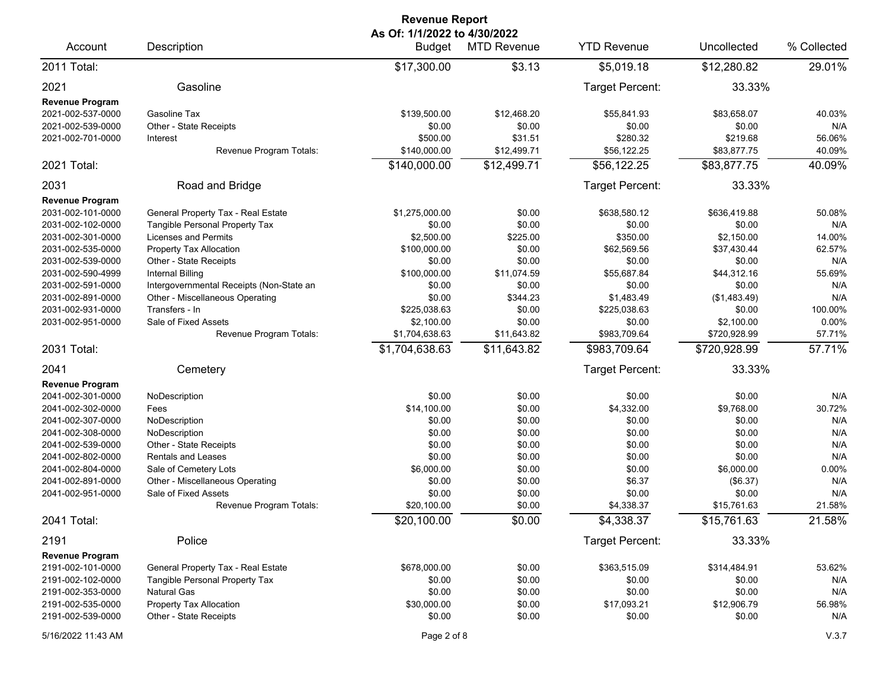# Revenue Report

**As Of: 1/1/2022 to 4/30/2022**

| Account | Description | Budget | MTD Revenue | YTD Revenue | Uncollected | % Collected |
|---|---|---|---|---|---|---|
| 2011 Total: | | $17,300.00 | $3.13 | $5,019.18 | $12,280.82 | 29.01% |
| 2021 | Gasoline | | | Target Percent: | 33.33% | |
| **Revenue Program** | | | | | | |
| 2021-002-537-0000 | Gasoline Tax | $139,500.00 | $12,468.20 | $55,841.93 | $83,658.07 | 40.03% |
| 2021-002-539-0000 | Other - State Receipts | $0.00 | $0.00 | $0.00 | $0.00 | N/A |
| 2021-002-701-0000 | Interest | $500.00 | $31.51 | $280.32 | $219.68 | 56.06% |
| | Revenue Program Totals: | $140,000.00 | $12,499.71 | $56,122.25 | $83,877.75 | 40.09% |
| 2021 Total: | | $140,000.00 | $12,499.71 | $56,122.25 | $83,877.75 | 40.09% |
| 2031 | Road and Bridge | | | Target Percent: | 33.33% | |
| **Revenue Program** | | | | | | |
| 2031-002-101-0000 | General Property Tax - Real Estate | $1,275,000.00 | $0.00 | $638,580.12 | $636,419.88 | 50.08% |
| 2031-002-102-0000 | Tangible Personal Property Tax | $0.00 | $0.00 | $0.00 | $0.00 | N/A |
| 2031-002-301-0000 | Licenses and Permits | $2,500.00 | $225.00 | $350.00 | $2,150.00 | 14.00% |
| 2031-002-535-0000 | Property Tax Allocation | $100,000.00 | $0.00 | $62,569.56 | $37,430.44 | 62.57% |
| 2031-002-539-0000 | Other - State Receipts | $0.00 | $0.00 | $0.00 | $0.00 | N/A |
| 2031-002-590-4999 | Internal Billing | $100,000.00 | $11,074.59 | $55,687.84 | $44,312.16 | 55.69% |
| 2031-002-591-0000 | Intergovernmental Receipts (Non-State an | $0.00 | $0.00 | $0.00 | $0.00 | N/A |
| 2031-002-891-0000 | Other - Miscellaneous Operating | $0.00 | $344.23 | $1,483.49 | ($1,483.49) | N/A |
| 2031-002-931-0000 | Transfers - In | $225,038.63 | $0.00 | $225,038.63 | $0.00 | 100.00% |
| 2031-002-951-0000 | Sale of Fixed Assets | $2,100.00 | $0.00 | $0.00 | $2,100.00 | 0.00% |
| | Revenue Program Totals: | $1,704,638.63 | $11,643.82 | $983,709.64 | $720,928.99 | 57.71% |
| 2031 Total: | | $1,704,638.63 | $11,643.82 | $983,709.64 | $720,928.99 | 57.71% |
| 2041 | Cemetery | | | Target Percent: | 33.33% | |
| **Revenue Program** | | | | | | |
| 2041-002-301-0000 | NoDescription | $0.00 | $0.00 | $0.00 | $0.00 | N/A |
| 2041-002-302-0000 | Fees | $14,100.00 | $0.00 | $4,332.00 | $9,768.00 | 30.72% |
| 2041-002-307-0000 | NoDescription | $0.00 | $0.00 | $0.00 | $0.00 | N/A |
| 2041-002-308-0000 | NoDescription | $0.00 | $0.00 | $0.00 | $0.00 | N/A |
| 2041-002-539-0000 | Other - State Receipts | $0.00 | $0.00 | $0.00 | $0.00 | N/A |
| 2041-002-802-0000 | Rentals and Leases | $0.00 | $0.00 | $0.00 | $0.00 | N/A |
| 2041-002-804-0000 | Sale of Cemetery Lots | $6,000.00 | $0.00 | $0.00 | $6,000.00 | 0.00% |
| 2041-002-891-0000 | Other - Miscellaneous Operating | $0.00 | $0.00 | $6.37 | ($6.37) | N/A |
| 2041-002-951-0000 | Sale of Fixed Assets | $0.00 | $0.00 | $0.00 | $0.00 | N/A |
| | Revenue Program Totals: | $20,100.00 | $0.00 | $4,338.37 | $15,761.63 | 21.58% |
| 2041 Total: | | $20,100.00 | $0.00 | $4,338.37 | $15,761.63 | 21.58% |
| 2191 | Police | | | Target Percent: | 33.33% | |
| **Revenue Program** | | | | | | |
| 2191-002-101-0000 | General Property Tax - Real Estate | $678,000.00 | $0.00 | $363,515.09 | $314,484.91 | 53.62% |
| 2191-002-102-0000 | Tangible Personal Property Tax | $0.00 | $0.00 | $0.00 | $0.00 | N/A |
| 2191-002-353-0000 | Natural Gas | $0.00 | $0.00 | $0.00 | $0.00 | N/A |
| 2191-002-535-0000 | Property Tax Allocation | $30,000.00 | $0.00 | $17,093.21 | $12,906.79 | 56.98% |
| 2191-002-539-0000 | Other - State Receipts | $0.00 | $0.00 | $0.00 | $0.00 | N/A |

5/16/2022 11:43 AM V.3.7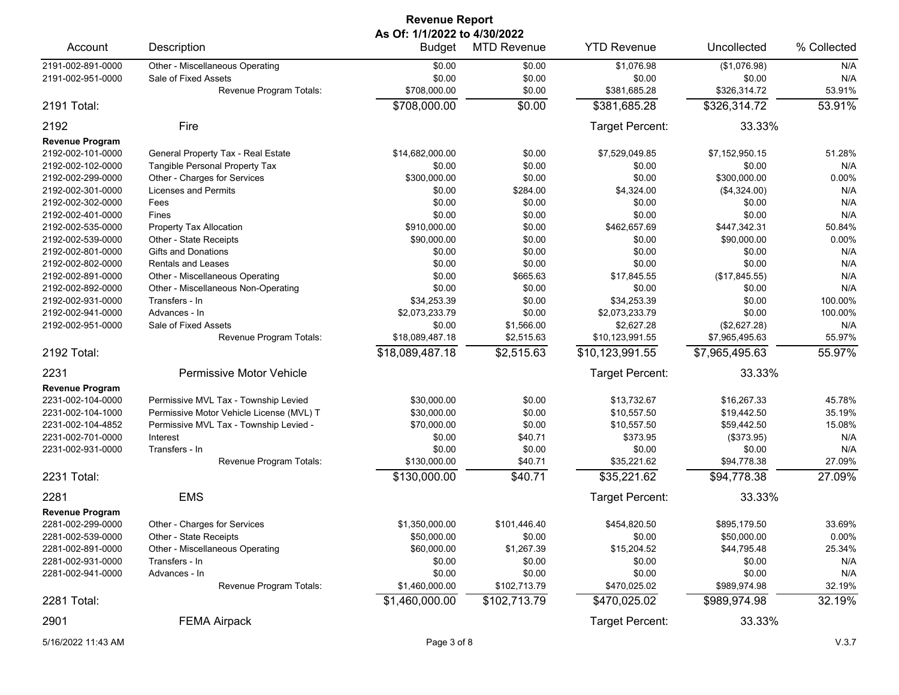# Revenue Report

**As Of: 1/1/2022 to 4/30/2022**

| Account | Description | Budget | MTD Revenue | YTD Revenue | Uncollected | % Collected |
|---|---|---|---|---|---|---|
| 2191-002-891-0000 | Other - Miscellaneous Operating | $0.00 | $0.00 | $1,076.98 | ($1,076.98) | N/A |
| 2191-002-951-0000 | Sale of Fixed Assets | $0.00 | $0.00 | $0.00 | $0.00 | N/A |
| | Revenue Program Totals: | $708,000.00 | $0.00 | $381,685.28 | $326,314.72 | 53.91% |
| **2191 Total:** | | **$708,000.00** | **$0.00** | **$381,685.28** | **$326,314.72** | **53.91%** |
| **2192** | **Fire** | | | Target Percent: | 33.33% | |
| **Revenue Program** | | | | | | |
| 2192-002-101-0000 | General Property Tax - Real Estate | $14,682,000.00 | $0.00 | $7,529,049.85 | $7,152,950.15 | 51.28% |
| 2192-002-102-0000 | Tangible Personal Property Tax | $0.00 | $0.00 | $0.00 | $0.00 | N/A |
| 2192-002-299-0000 | Other - Charges for Services | $300,000.00 | $0.00 | $0.00 | $300,000.00 | 0.00% |
| 2192-002-301-0000 | Licenses and Permits | $0.00 | $284.00 | $4,324.00 | ($4,324.00) | N/A |
| 2192-002-302-0000 | Fees | $0.00 | $0.00 | $0.00 | $0.00 | N/A |
| 2192-002-401-0000 | Fines | $0.00 | $0.00 | $0.00 | $0.00 | N/A |
| 2192-002-535-0000 | Property Tax Allocation | $910,000.00 | $0.00 | $462,657.69 | $447,342.31 | 50.84% |
| 2192-002-539-0000 | Other - State Receipts | $90,000.00 | $0.00 | $0.00 | $90,000.00 | 0.00% |
| 2192-002-801-0000 | Gifts and Donations | $0.00 | $0.00 | $0.00 | $0.00 | N/A |
| 2192-002-802-0000 | Rentals and Leases | $0.00 | $0.00 | $0.00 | $0.00 | N/A |
| 2192-002-891-0000 | Other - Miscellaneous Operating | $0.00 | $665.63 | $17,845.55 | ($17,845.55) | N/A |
| 2192-002-892-0000 | Other - Miscellaneous Non-Operating | $0.00 | $0.00 | $0.00 | $0.00 | N/A |
| 2192-002-931-0000 | Transfers - In | $34,253.39 | $0.00 | $34,253.39 | $0.00 | 100.00% |
| 2192-002-941-0000 | Advances - In | $2,073,233.79 | $0.00 | $2,073,233.79 | $0.00 | 100.00% |
| 2192-002-951-0000 | Sale of Fixed Assets | $0.00 | $1,566.00 | $2,627.28 | ($2,627.28) | N/A |
| | Revenue Program Totals: | $18,089,487.18 | $2,515.63 | $10,123,991.55 | $7,965,495.63 | 55.97% |
| **2192 Total:** | | **$18,089,487.18** | **$2,515.63** | **$10,123,991.55** | **$7,965,495.63** | **55.97%** |
| **2231** | **Permissive Motor Vehicle** | | | Target Percent: | 33.33% | |
| **Revenue Program** | | | | | | |
| 2231-002-104-0000 | Permissive MVL Tax - Township Levied | $30,000.00 | $0.00 | $13,732.67 | $16,267.33 | 45.78% |
| 2231-002-104-1000 | Permissive Motor Vehicle License (MVL) T | $30,000.00 | $0.00 | $10,557.50 | $19,442.50 | 35.19% |
| 2231-002-104-4852 | Permissive MVL Tax - Township Levied - | $70,000.00 | $0.00 | $10,557.50 | $59,442.50 | 15.08% |
| 2231-002-701-0000 | Interest | $0.00 | $40.71 | $373.95 | ($373.95) | N/A |
| 2231-002-931-0000 | Transfers - In | $0.00 | $0.00 | $0.00 | $0.00 | N/A |
| | Revenue Program Totals: | $130,000.00 | $40.71 | $35,221.62 | $94,778.38 | 27.09% |
| **2231 Total:** | | **$130,000.00** | **$40.71** | **$35,221.62** | **$94,778.38** | **27.09%** |
| **2281** | **EMS** | | | Target Percent: | 33.33% | |
| **Revenue Program** | | | | | | |
| 2281-002-299-0000 | Other - Charges for Services | $1,350,000.00 | $101,446.40 | $454,820.50 | $895,179.50 | 33.69% |
| 2281-002-539-0000 | Other - State Receipts | $50,000.00 | $0.00 | $0.00 | $50,000.00 | 0.00% |
| 2281-002-891-0000 | Other - Miscellaneous Operating | $60,000.00 | $1,267.39 | $15,204.52 | $44,795.48 | 25.34% |
| 2281-002-931-0000 | Transfers - In | $0.00 | $0.00 | $0.00 | $0.00 | N/A |
| 2281-002-941-0000 | Advances - In | $0.00 | $0.00 | $0.00 | $0.00 | N/A |
| | Revenue Program Totals: | $1,460,000.00 | $102,713.79 | $470,025.02 | $989,974.98 | 32.19% |
| **2281 Total:** | | **$1,460,000.00** | **$102,713.79** | **$470,025.02** | **$989,974.98** | **32.19%** |
| **2901** | **FEMA Airpack** | | | Target Percent: | 33.33% | |

5/16/2022 11:43 AM V.3.7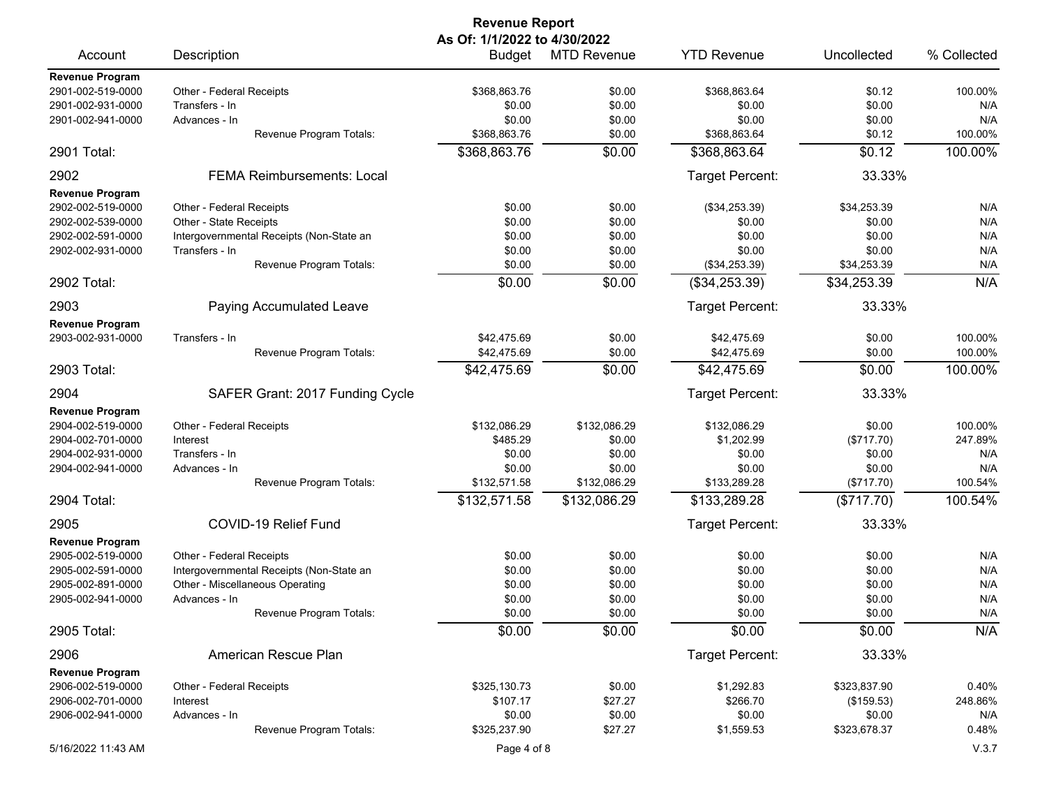# Revenue Report

**As Of: 1/1/2022 to 4/30/2022**

| Account | Description | Budget | MTD Revenue | YTD Revenue | Uncollected | % Collected |
|---|---|---|---|---|---|---|
| **Revenue Program** | | | | | | |
| 2901-002-519-0000 | Other - Federal Receipts | $368,863.76 | $0.00 | $368,863.64 | $0.12 | 100.00% |
| 2901-002-931-0000 | Transfers - In | $0.00 | $0.00 | $0.00 | $0.00 | N/A |
| 2901-002-941-0000 | Advances - In | $0.00 | $0.00 | $0.00 | $0.00 | N/A |
| | Revenue Program Totals: | $368,863.76 | $0.00 | $368,863.64 | $0.12 | 100.00% |
| **2901 Total:** | | $368,863.76 | $0.00 | $368,863.64 | $0.12 | 100.00% |
| **2902** | **FEMA Reimbursements: Local** | | | Target Percent: | 33.33% | |
| **Revenue Program** | | | | | | |
| 2902-002-519-0000 | Other - Federal Receipts | $0.00 | $0.00 | ($34,253.39) | $34,253.39 | N/A |
| 2902-002-539-0000 | Other - State Receipts | $0.00 | $0.00 | $0.00 | $0.00 | N/A |
| 2902-002-591-0000 | Intergovernmental Receipts (Non-State an | $0.00 | $0.00 | $0.00 | $0.00 | N/A |
| 2902-002-931-0000 | Transfers - In | $0.00 | $0.00 | $0.00 | $0.00 | N/A |
| | Revenue Program Totals: | $0.00 | $0.00 | ($34,253.39) | $34,253.39 | N/A |
| **2902 Total:** | | $0.00 | $0.00 | ($34,253.39) | $34,253.39 | N/A |
| **2903** | **Paying Accumulated Leave** | | | Target Percent: | 33.33% | |
| **Revenue Program** | | | | | | |
| 2903-002-931-0000 | Transfers - In | $42,475.69 | $0.00 | $42,475.69 | $0.00 | 100.00% |
| | Revenue Program Totals: | $42,475.69 | $0.00 | $42,475.69 | $0.00 | 100.00% |
| **2903 Total:** | | $42,475.69 | $0.00 | $42,475.69 | $0.00 | 100.00% |
| **2904** | **SAFER Grant: 2017 Funding Cycle** | | | Target Percent: | 33.33% | |
| **Revenue Program** | | | | | | |
| 2904-002-519-0000 | Other - Federal Receipts | $132,086.29 | $132,086.29 | $132,086.29 | $0.00 | 100.00% |
| 2904-002-701-0000 | Interest | $485.29 | $0.00 | $1,202.99 | ($717.70) | 247.89% |
| 2904-002-931-0000 | Transfers - In | $0.00 | $0.00 | $0.00 | $0.00 | N/A |
| 2904-002-941-0000 | Advances - In | $0.00 | $0.00 | $0.00 | $0.00 | N/A |
| | Revenue Program Totals: | $132,571.58 | $132,086.29 | $133,289.28 | ($717.70) | 100.54% |
| **2904 Total:** | | $132,571.58 | $132,086.29 | $133,289.28 | ($717.70) | 100.54% |
| **2905** | **COVID-19 Relief Fund** | | | Target Percent: | 33.33% | |
| **Revenue Program** | | | | | | |
| 2905-002-519-0000 | Other - Federal Receipts | $0.00 | $0.00 | $0.00 | $0.00 | N/A |
| 2905-002-591-0000 | Intergovernmental Receipts (Non-State an | $0.00 | $0.00 | $0.00 | $0.00 | N/A |
| 2905-002-891-0000 | Other - Miscellaneous Operating | $0.00 | $0.00 | $0.00 | $0.00 | N/A |
| 2905-002-941-0000 | Advances - In | $0.00 | $0.00 | $0.00 | $0.00 | N/A |
| | Revenue Program Totals: | $0.00 | $0.00 | $0.00 | $0.00 | N/A |
| **2905 Total:** | | $0.00 | $0.00 | $0.00 | $0.00 | N/A |
| **2906** | **American Rescue Plan** | | | Target Percent: | 33.33% | |
| **Revenue Program** | | | | | | |
| 2906-002-519-0000 | Other - Federal Receipts | $325,130.73 | $0.00 | $1,292.83 | $323,837.90 | 0.40% |
| 2906-002-701-0000 | Interest | $107.17 | $27.27 | $266.70 | ($159.53) | 248.86% |
| 2906-002-941-0000 | Advances - In | $0.00 | $0.00 | $0.00 | $0.00 | N/A |
| | Revenue Program Totals: | $325,237.90 | $27.27 | $1,559.53 | $323,678.37 | 0.48% |

5/16/2022 11:43 AM

V.3.7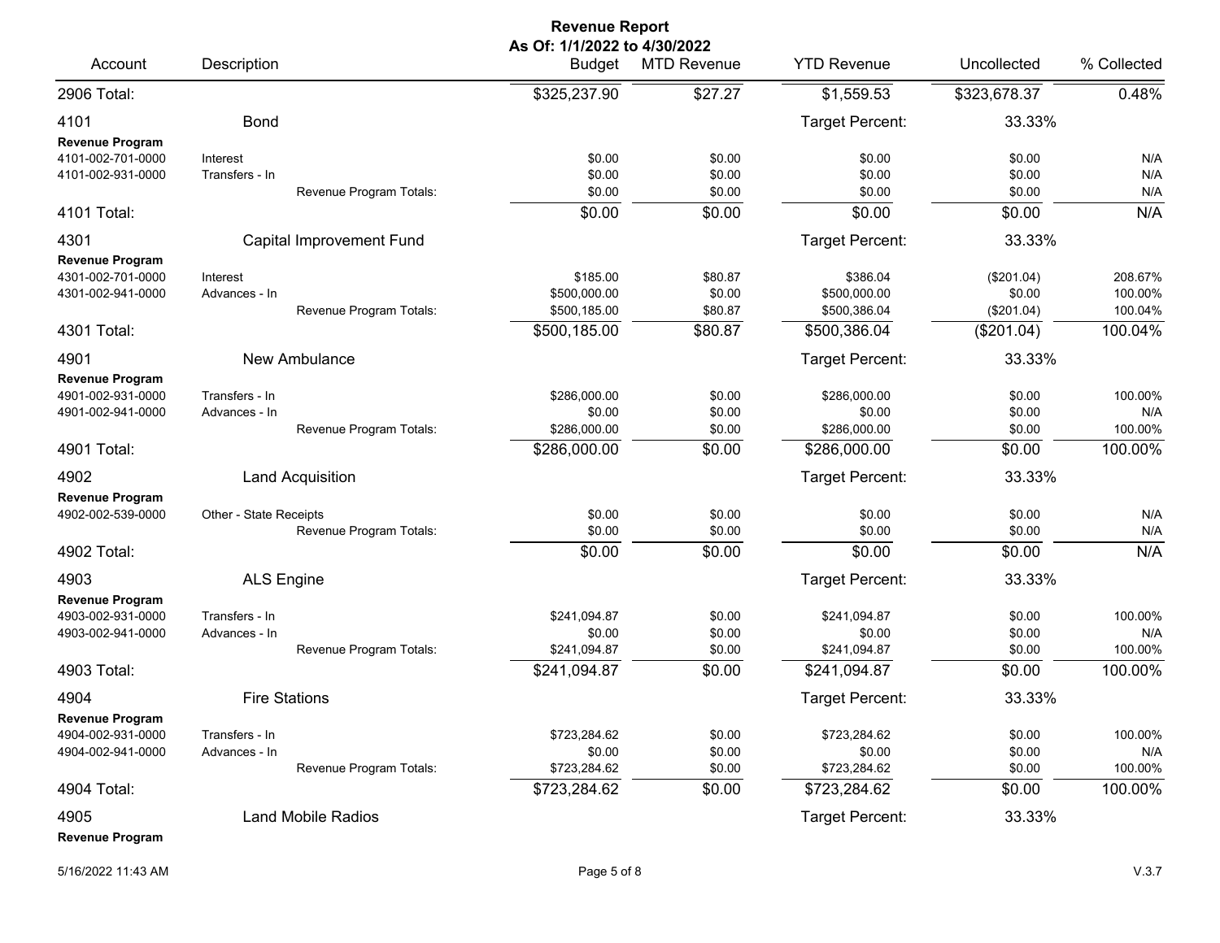# Revenue Report

**As Of: 1/1/2022 to 4/30/2022**

| Account | Description | Budget | MTD Revenue | YTD Revenue | Uncollected | % Collected |
|---|---|---|---|---|---|---|
| 2906 Total: | | $325,237.90 | $27.27 | $1,559.53 | $323,678.37 | 0.48% |
| 4101 | Bond | | | Target Percent: | 33.33% | |
| **Revenue Program** | | | | | | |
| 4101-002-701-0000 | Interest | $0.00 | $0.00 | $0.00 | $0.00 | N/A |
| 4101-002-931-0000 | Transfers - In | $0.00 | $0.00 | $0.00 | $0.00 | N/A |
| | Revenue Program Totals: | $0.00 | $0.00 | $0.00 | $0.00 | N/A |
| 4101 Total: | | $0.00 | $0.00 | $0.00 | $0.00 | N/A |
| 4301 | Capital Improvement Fund | | | Target Percent: | 33.33% | |
| **Revenue Program** | | | | | | |
| 4301-002-701-0000 | Interest | $185.00 | $80.87 | $386.04 | ($201.04) | 208.67% |
| 4301-002-941-0000 | Advances - In | $500,000.00 | $0.00 | $500,000.00 | $0.00 | 100.00% |
| | Revenue Program Totals: | $500,185.00 | $80.87 | $500,386.04 | ($201.04) | 100.04% |
| 4301 Total: | | $500,185.00 | $80.87 | $500,386.04 | ($201.04) | 100.04% |
| 4901 | New Ambulance | | | Target Percent: | 33.33% | |
| **Revenue Program** | | | | | | |
| 4901-002-931-0000 | Transfers - In | $286,000.00 | $0.00 | $286,000.00 | $0.00 | 100.00% |
| 4901-002-941-0000 | Advances - In | $0.00 | $0.00 | $0.00 | $0.00 | N/A |
| | Revenue Program Totals: | $286,000.00 | $0.00 | $286,000.00 | $0.00 | 100.00% |
| 4901 Total: | | $286,000.00 | $0.00 | $286,000.00 | $0.00 | 100.00% |
| 4902 | Land Acquisition | | | Target Percent: | 33.33% | |
| **Revenue Program** | | | | | | |
| 4902-002-539-0000 | Other - State Receipts | $0.00 | $0.00 | $0.00 | $0.00 | N/A |
| | Revenue Program Totals: | $0.00 | $0.00 | $0.00 | $0.00 | N/A |
| 4902 Total: | | $0.00 | $0.00 | $0.00 | $0.00 | N/A |
| 4903 | ALS Engine | | | Target Percent: | 33.33% | |
| **Revenue Program** | | | | | | |
| 4903-002-931-0000 | Transfers - In | $241,094.87 | $0.00 | $241,094.87 | $0.00 | 100.00% |
| 4903-002-941-0000 | Advances - In | $0.00 | $0.00 | $0.00 | $0.00 | N/A |
| | Revenue Program Totals: | $241,094.87 | $0.00 | $241,094.87 | $0.00 | 100.00% |
| 4903 Total: | | $241,094.87 | $0.00 | $241,094.87 | $0.00 | 100.00% |
| 4904 | Fire Stations | | | Target Percent: | 33.33% | |
| **Revenue Program** | | | | | | |
| 4904-002-931-0000 | Transfers - In | $723,284.62 | $0.00 | $723,284.62 | $0.00 | 100.00% |
| 4904-002-941-0000 | Advances - In | $0.00 | $0.00 | $0.00 | $0.00 | N/A |
| | Revenue Program Totals: | $723,284.62 | $0.00 | $723,284.62 | $0.00 | 100.00% |
| 4904 Total: | | $723,284.62 | $0.00 | $723,284.62 | $0.00 | 100.00% |
| 4905 | Land Mobile Radios | | | Target Percent: | 33.33% | |
| **Revenue Program** | | | | | | |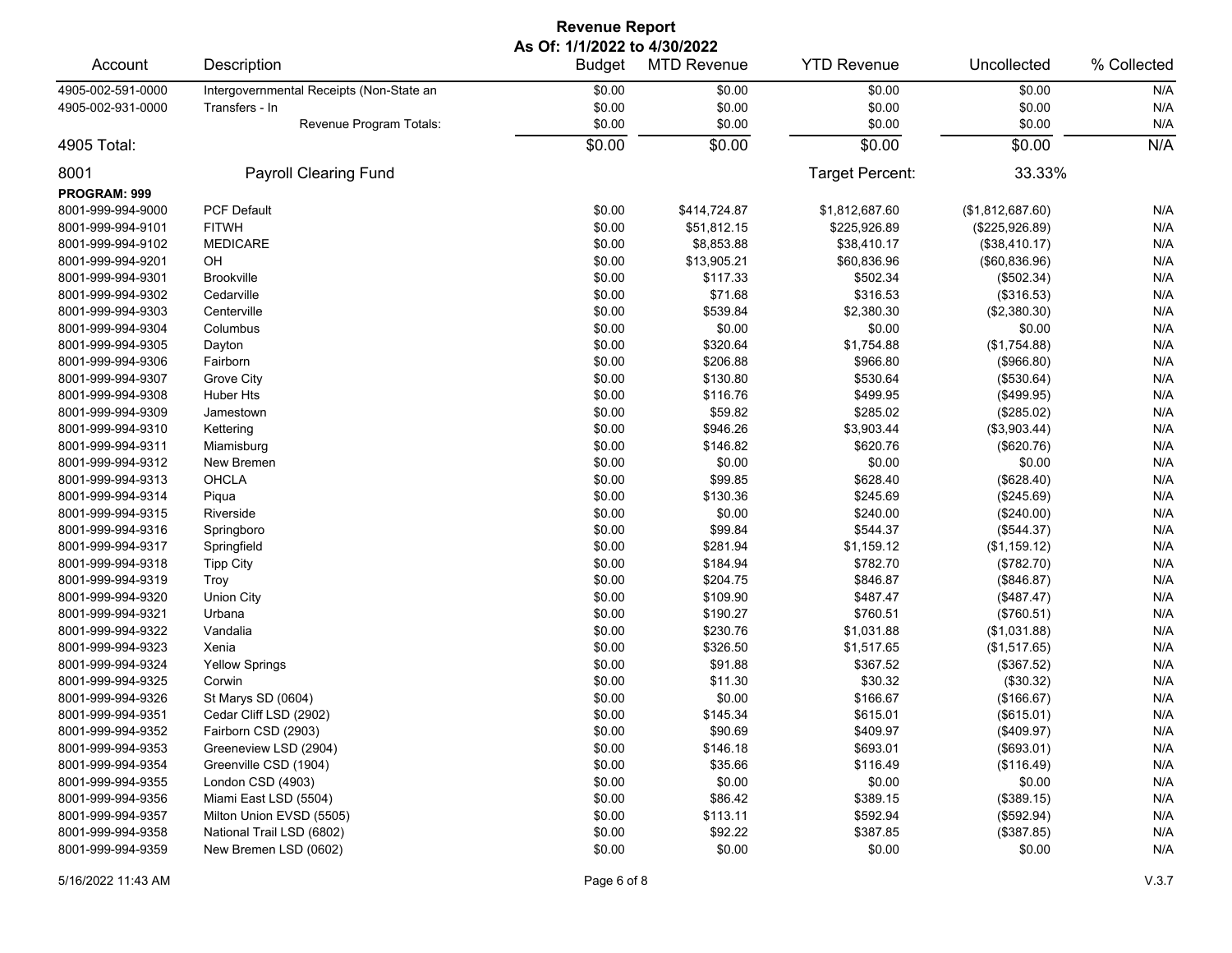# Revenue Report

**As Of: 1/1/2022 to 4/30/2022**

| Account | Description | Budget | MTD Revenue | YTD Revenue | Uncollected | % Collected |
|---|---|---|---|---|---|---|
| 4905-002-591-0000 | Intergovernmental Receipts (Non-State an | $0.00 | $0.00 | $0.00 | $0.00 | N/A |
| 4905-002-931-0000 | Transfers - In | $0.00 | $0.00 | $0.00 | $0.00 | N/A |
| | Revenue Program Totals: | $0.00 | $0.00 | $0.00 | $0.00 | N/A |
| **4905 Total:** | | **$0.00** | **$0.00** | **$0.00** | **$0.00** | **N/A** |
| **8001** | **Payroll Clearing Fund** | | | **Target Percent:** | **33.33%** | |
| **PROGRAM: 999** | | | | | | |
| 8001-999-994-9000 | PCF Default | $0.00 | $414,724.87 | $1,812,687.60 | ($1,812,687.60) | N/A |
| 8001-999-994-9101 | FITWH | $0.00 | $51,812.15 | $225,926.89 | ($225,926.89) | N/A |
| 8001-999-994-9102 | MEDICARE | $0.00 | $8,853.88 | $38,410.17 | ($38,410.17) | N/A |
| 8001-999-994-9201 | OH | $0.00 | $13,905.21 | $60,836.96 | ($60,836.96) | N/A |
| 8001-999-994-9301 | Brookville | $0.00 | $117.33 | $502.34 | ($502.34) | N/A |
| 8001-999-994-9302 | Cedarville | $0.00 | $71.68 | $316.53 | ($316.53) | N/A |
| 8001-999-994-9303 | Centerville | $0.00 | $539.84 | $2,380.30 | ($2,380.30) | N/A |
| 8001-999-994-9304 | Columbus | $0.00 | $0.00 | $0.00 | $0.00 | N/A |
| 8001-999-994-9305 | Dayton | $0.00 | $320.64 | $1,754.88 | ($1,754.88) | N/A |
| 8001-999-994-9306 | Fairborn | $0.00 | $206.88 | $966.80 | ($966.80) | N/A |
| 8001-999-994-9307 | Grove City | $0.00 | $130.80 | $530.64 | ($530.64) | N/A |
| 8001-999-994-9308 | Huber Hts | $0.00 | $116.76 | $499.95 | ($499.95) | N/A |
| 8001-999-994-9309 | Jamestown | $0.00 | $59.82 | $285.02 | ($285.02) | N/A |
| 8001-999-994-9310 | Kettering | $0.00 | $946.26 | $3,903.44 | ($3,903.44) | N/A |
| 8001-999-994-9311 | Miamisburg | $0.00 | $146.82 | $620.76 | ($620.76) | N/A |
| 8001-999-994-9312 | New Bremen | $0.00 | $0.00 | $0.00 | $0.00 | N/A |
| 8001-999-994-9313 | OHCLA | $0.00 | $99.85 | $628.40 | ($628.40) | N/A |
| 8001-999-994-9314 | Piqua | $0.00 | $130.36 | $245.69 | ($245.69) | N/A |
| 8001-999-994-9315 | Riverside | $0.00 | $0.00 | $240.00 | ($240.00) | N/A |
| 8001-999-994-9316 | Springboro | $0.00 | $99.84 | $544.37 | ($544.37) | N/A |
| 8001-999-994-9317 | Springfield | $0.00 | $281.94 | $1,159.12 | ($1,159.12) | N/A |
| 8001-999-994-9318 | Tipp City | $0.00 | $184.94 | $782.70 | ($782.70) | N/A |
| 8001-999-994-9319 | Troy | $0.00 | $204.75 | $846.87 | ($846.87) | N/A |
| 8001-999-994-9320 | Union City | $0.00 | $109.90 | $487.47 | ($487.47) | N/A |
| 8001-999-994-9321 | Urbana | $0.00 | $190.27 | $760.51 | ($760.51) | N/A |
| 8001-999-994-9322 | Vandalia | $0.00 | $230.76 | $1,031.88 | ($1,031.88) | N/A |
| 8001-999-994-9323 | Xenia | $0.00 | $326.50 | $1,517.65 | ($1,517.65) | N/A |
| 8001-999-994-9324 | Yellow Springs | $0.00 | $91.88 | $367.52 | ($367.52) | N/A |
| 8001-999-994-9325 | Corwin | $0.00 | $11.30 | $30.32 | ($30.32) | N/A |
| 8001-999-994-9326 | St Marys SD (0604) | $0.00 | $0.00 | $166.67 | ($166.67) | N/A |
| 8001-999-994-9351 | Cedar Cliff LSD (2902) | $0.00 | $145.34 | $615.01 | ($615.01) | N/A |
| 8001-999-994-9352 | Fairborn CSD (2903) | $0.00 | $90.69 | $409.97 | ($409.97) | N/A |
| 8001-999-994-9353 | Greeneview LSD (2904) | $0.00 | $146.18 | $693.01 | ($693.01) | N/A |
| 8001-999-994-9354 | Greenville CSD (1904) | $0.00 | $35.66 | $116.49 | ($116.49) | N/A |
| 8001-999-994-9355 | London CSD (4903) | $0.00 | $0.00 | $0.00 | $0.00 | N/A |
| 8001-999-994-9356 | Miami East LSD (5504) | $0.00 | $86.42 | $389.15 | ($389.15) | N/A |
| 8001-999-994-9357 | Milton Union EVSD (5505) | $0.00 | $113.11 | $592.94 | ($592.94) | N/A |
| 8001-999-994-9358 | National Trail LSD (6802) | $0.00 | $92.22 | $387.85 | ($387.85) | N/A |
| 8001-999-994-9359 | New Bremen LSD (0602) | $0.00 | $0.00 | $0.00 | $0.00 | N/A |

5/16/2022 11:43 AM V.3.7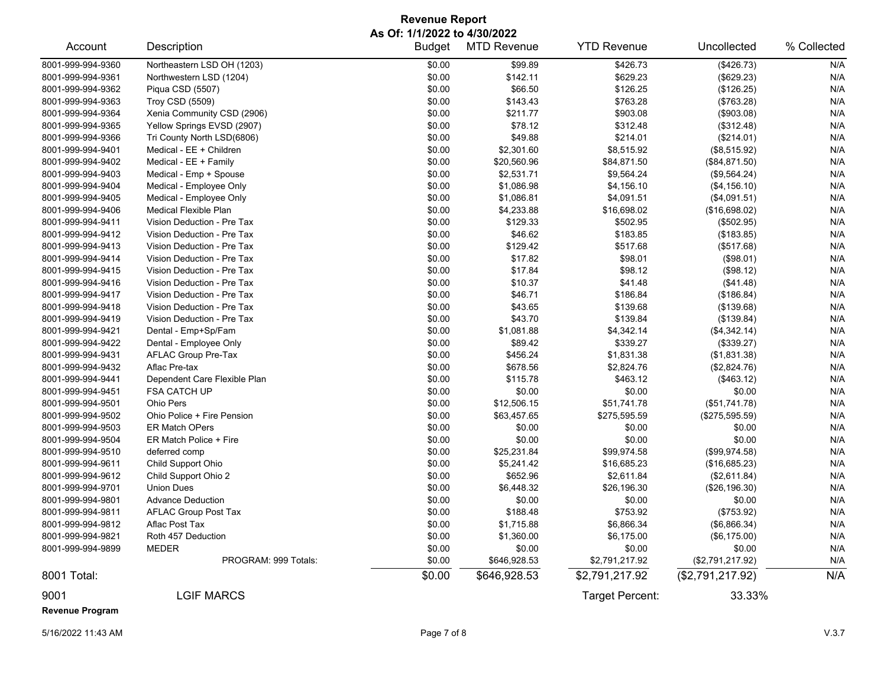**Revenue Report**
**As Of: 1/1/2022 to 4/30/2022**

| Account | Description | Budget | MTD Revenue | YTD Revenue | Uncollected | % Collected |
|---|---|---|---|---|---|---|
| 8001-999-994-9360 | Northeastern LSD OH (1203) | $0.00 | $99.89 | $426.73 | ($426.73) | N/A |
| 8001-999-994-9361 | Northwestern LSD (1204) | $0.00 | $142.11 | $629.23 | ($629.23) | N/A |
| 8001-999-994-9362 | Piqua CSD (5507) | $0.00 | $66.50 | $126.25 | ($126.25) | N/A |
| 8001-999-994-9363 | Troy CSD (5509) | $0.00 | $143.43 | $763.28 | ($763.28) | N/A |
| 8001-999-994-9364 | Xenia Community CSD (2906) | $0.00 | $211.77 | $903.08 | ($903.08) | N/A |
| 8001-999-994-9365 | Yellow Springs EVSD (2907) | $0.00 | $78.12 | $312.48 | ($312.48) | N/A |
| 8001-999-994-9366 | Tri County North LSD(6806) | $0.00 | $49.88 | $214.01 | ($214.01) | N/A |
| 8001-999-994-9401 | Medical - EE + Children | $0.00 | $2,301.60 | $8,515.92 | ($8,515.92) | N/A |
| 8001-999-994-9402 | Medical - EE + Family | $0.00 | $20,560.96 | $84,871.50 | ($84,871.50) | N/A |
| 8001-999-994-9403 | Medical - Emp + Spouse | $0.00 | $2,531.71 | $9,564.24 | ($9,564.24) | N/A |
| 8001-999-994-9404 | Medical - Employee Only | $0.00 | $1,086.98 | $4,156.10 | ($4,156.10) | N/A |
| 8001-999-994-9405 | Medical - Employee Only | $0.00 | $1,086.81 | $4,091.51 | ($4,091.51) | N/A |
| 8001-999-994-9406 | Medical Flexible Plan | $0.00 | $4,233.88 | $16,698.02 | ($16,698.02) | N/A |
| 8001-999-994-9411 | Vision Deduction - Pre Tax | $0.00 | $129.33 | $502.95 | ($502.95) | N/A |
| 8001-999-994-9412 | Vision Deduction - Pre Tax | $0.00 | $46.62 | $183.85 | ($183.85) | N/A |
| 8001-999-994-9413 | Vision Deduction - Pre Tax | $0.00 | $129.42 | $517.68 | ($517.68) | N/A |
| 8001-999-994-9414 | Vision Deduction - Pre Tax | $0.00 | $17.82 | $98.01 | ($98.01) | N/A |
| 8001-999-994-9415 | Vision Deduction - Pre Tax | $0.00 | $17.84 | $98.12 | ($98.12) | N/A |
| 8001-999-994-9416 | Vision Deduction - Pre Tax | $0.00 | $10.37 | $41.48 | ($41.48) | N/A |
| 8001-999-994-9417 | Vision Deduction - Pre Tax | $0.00 | $46.71 | $186.84 | ($186.84) | N/A |
| 8001-999-994-9418 | Vision Deduction - Pre Tax | $0.00 | $43.65 | $139.68 | ($139.68) | N/A |
| 8001-999-994-9419 | Vision Deduction - Pre Tax | $0.00 | $43.70 | $139.84 | ($139.84) | N/A |
| 8001-999-994-9421 | Dental - Emp+Sp/Fam | $0.00 | $1,081.88 | $4,342.14 | ($4,342.14) | N/A |
| 8001-999-994-9422 | Dental - Employee Only | $0.00 | $89.42 | $339.27 | ($339.27) | N/A |
| 8001-999-994-9431 | AFLAC Group Pre-Tax | $0.00 | $456.24 | $1,831.38 | ($1,831.38) | N/A |
| 8001-999-994-9432 | Aflac Pre-tax | $0.00 | $678.56 | $2,824.76 | ($2,824.76) | N/A |
| 8001-999-994-9441 | Dependent Care Flexible Plan | $0.00 | $115.78 | $463.12 | ($463.12) | N/A |
| 8001-999-994-9451 | FSA CATCH UP | $0.00 | $0.00 | $0.00 | $0.00 | N/A |
| 8001-999-994-9501 | Ohio Pers | $0.00 | $12,506.15 | $51,741.78 | ($51,741.78) | N/A |
| 8001-999-994-9502 | Ohio Police + Fire Pension | $0.00 | $63,457.65 | $275,595.59 | ($275,595.59) | N/A |
| 8001-999-994-9503 | ER Match OPers | $0.00 | $0.00 | $0.00 | $0.00 | N/A |
| 8001-999-994-9504 | ER Match Police + Fire | $0.00 | $0.00 | $0.00 | $0.00 | N/A |
| 8001-999-994-9510 | deferred comp | $0.00 | $25,231.84 | $99,974.58 | ($99,974.58) | N/A |
| 8001-999-994-9611 | Child Support Ohio | $0.00 | $5,241.42 | $16,685.23 | ($16,685.23) | N/A |
| 8001-999-994-9612 | Child Support Ohio 2 | $0.00 | $652.96 | $2,611.84 | ($2,611.84) | N/A |
| 8001-999-994-9701 | Union Dues | $0.00 | $6,448.32 | $26,196.30 | ($26,196.30) | N/A |
| 8001-999-994-9801 | Advance Deduction | $0.00 | $0.00 | $0.00 | $0.00 | N/A |
| 8001-999-994-9811 | AFLAC Group Post Tax | $0.00 | $188.48 | $753.92 | ($753.92) | N/A |
| 8001-999-994-9812 | Aflac Post Tax | $0.00 | $1,715.88 | $6,866.34 | ($6,866.34) | N/A |
| 8001-999-994-9821 | Roth 457 Deduction | $0.00 | $1,360.00 | $6,175.00 | ($6,175.00) | N/A |
| 8001-999-994-9899 | MEDER | $0.00 | $0.00 | $0.00 | $0.00 | N/A |
| | PROGRAM: 999 Totals: | $0.00 | $646,928.53 | $2,791,217.92 | ($2,791,217.92) | N/A |
| 8001 Total: | | $0.00 | $646,928.53 | $2,791,217.92 | ($2,791,217.92) | N/A |

9001 LGIF MARCS — Target Percent: 33.33%

**Revenue Program**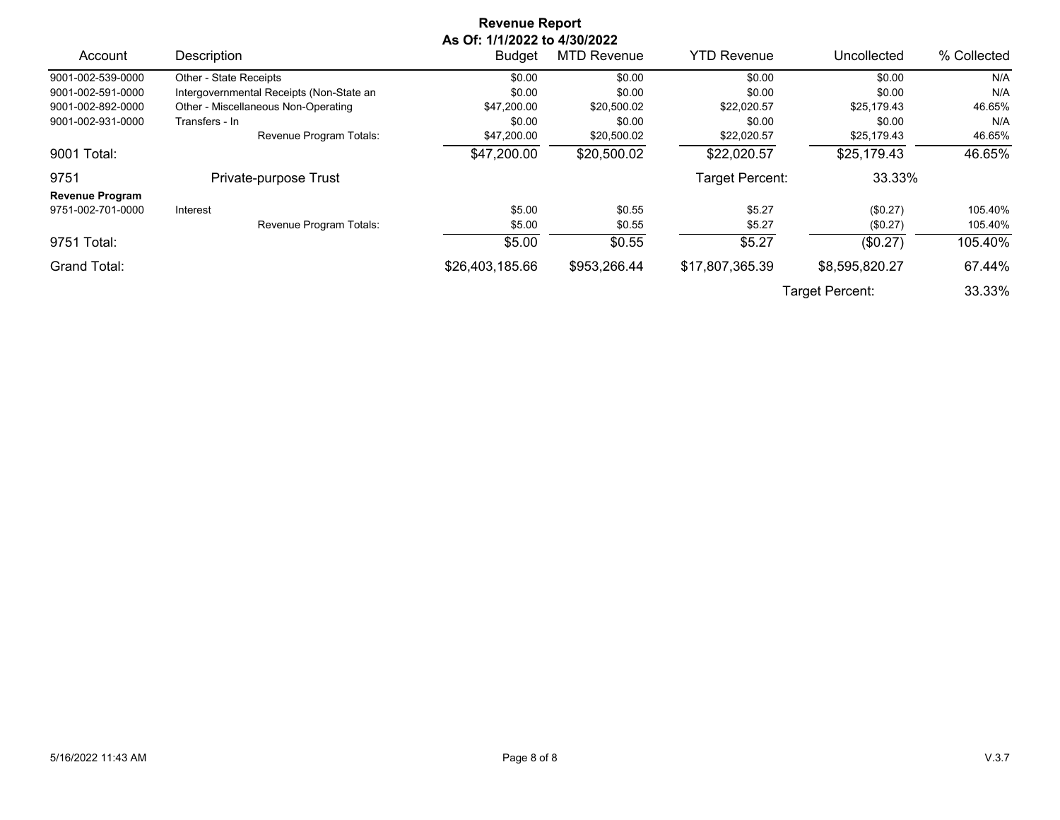# Revenue Report

**As Of: 1/1/2022 to 4/30/2022**

| Account | Description | Budget | MTD Revenue | YTD Revenue | Uncollected | % Collected |
|---|---|---|---|---|---|---|
| 9001-002-539-0000 | Other - State Receipts | $0.00 | $0.00 | $0.00 | $0.00 | N/A |
| 9001-002-591-0000 | Intergovernmental Receipts (Non-State an | $0.00 | $0.00 | $0.00 | $0.00 | N/A |
| 9001-002-892-0000 | Other - Miscellaneous Non-Operating | $47,200.00 | $20,500.02 | $22,020.57 | $25,179.43 | 46.65% |
| 9001-002-931-0000 | Transfers - In | $0.00 | $0.00 | $0.00 | $0.00 | N/A |
| | Revenue Program Totals: | $47,200.00 | $20,500.02 | $22,020.57 | $25,179.43 | 46.65% |
| 9001 Total: | | $47,200.00 | $20,500.02 | $22,020.57 | $25,179.43 | 46.65% |
| 9751 | Private-purpose Trust | | | Target Percent: | 33.33% | |
| **Revenue Program** | | | | | | |
| 9751-002-701-0000 | Interest | $5.00 | $0.55 | $5.27 | ($0.27) | 105.40% |
| | Revenue Program Totals: | $5.00 | $0.55 | $5.27 | ($0.27) | 105.40% |
| 9751 Total: | | $5.00 | $0.55 | $5.27 | ($0.27) | 105.40% |
| Grand Total: | | $26,403,185.66 | $953,266.44 | $17,807,365.39 | $8,595,820.27 | 67.44% |
| | | | | | Target Percent: | 33.33% |

5/16/2022 11:43 AM

V.3.7